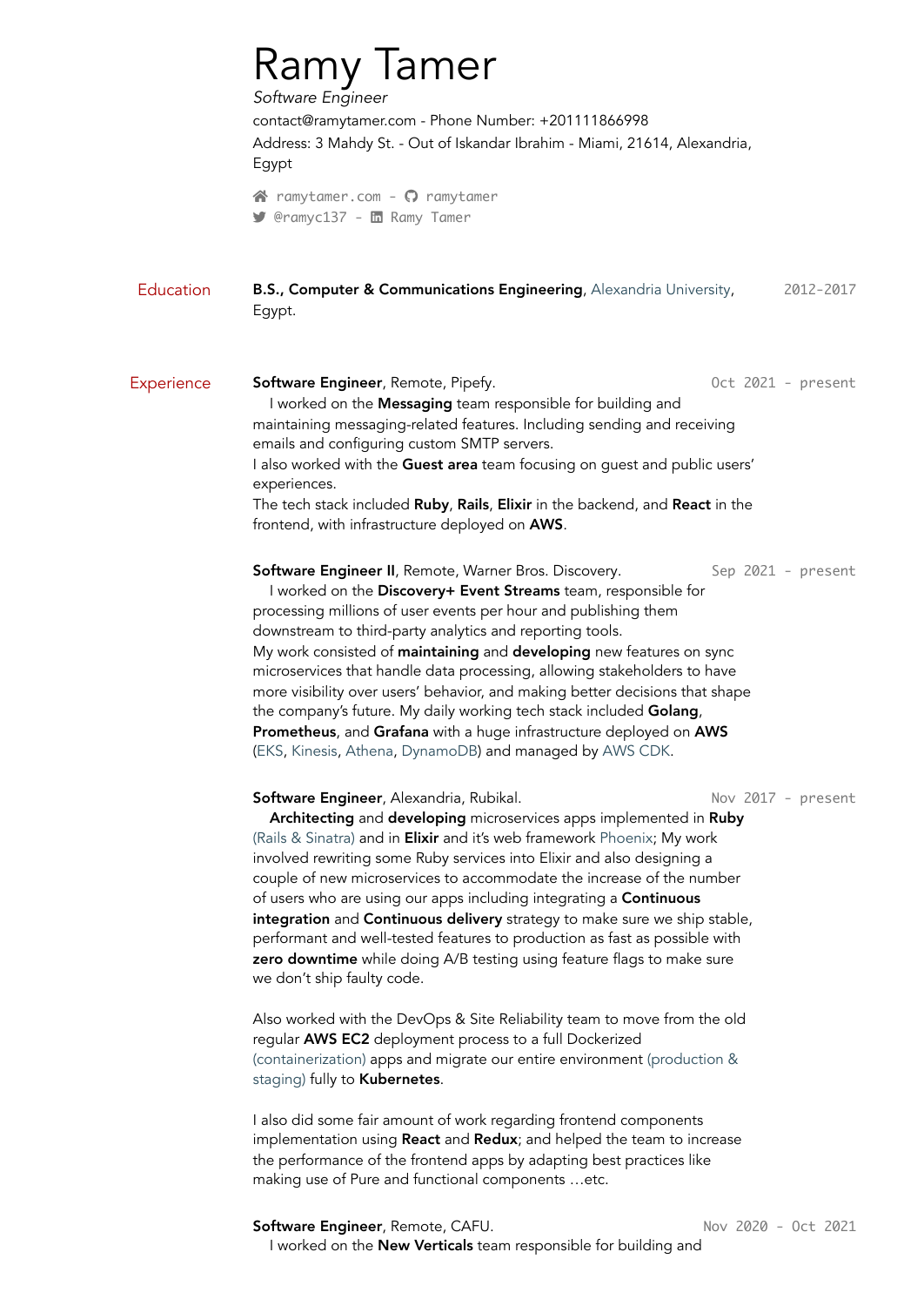# Ramy Tamer

*Software Engineer*

contact@ramytamer.com - Phone Number: +201111866998

Address: 3 Mahdy St. - Out of Iskandar Ibrahim - Miami, 21614, Alexandria, Egypt

ramytamer.com - ramytamer
@ramyc137 - Ramy Tamer

## Education

**B.S., Computer & Communications Engineering**, Alexandria University, Egypt. — 2012-2017

## Experience

**Software Engineer**, Remote, Pipefy. — Oct 2021 - present

I worked on the **Messaging** team responsible for building and maintaining messaging-related features. Including sending and receiving emails and configuring custom SMTP servers.
I also worked with the **Guest area** team focusing on guest and public users' experiences.
The tech stack included **Ruby**, **Rails**, **Elixir** in the backend, and **React** in the frontend, with infrastructure deployed on **AWS**.

**Software Engineer II**, Remote, Warner Bros. Discovery. — Sep 2021 - present

I worked on the **Discovery+ Event Streams** team, responsible for processing millions of user events per hour and publishing them downstream to third-party analytics and reporting tools.
My work consisted of **maintaining** and **developing** new features on sync microservices that handle data processing, allowing stakeholders to have more visibility over users' behavior, and making better decisions that shape the company's future. My daily working tech stack included **Golang**, **Prometheus**, and **Grafana** with a huge infrastructure deployed on **AWS** (EKS, Kinesis, Athena, DynamoDB) and managed by AWS CDK.

**Software Engineer**, Alexandria, Rubikal. — Nov 2017 - present

**Architecting** and **developing** microservices apps implemented in **Ruby** (Rails & Sinatra) and in **Elixir** and it's web framework Phoenix; My work involved rewriting some Ruby services into Elixir and also designing a couple of new microservices to accommodate the increase of the number of users who are using our apps including integrating a **Continuous integration** and **Continuous delivery** strategy to make sure we ship stable, performant and well-tested features to production as fast as possible with **zero downtime** while doing A/B testing using feature flags to make sure we don't ship faulty code.

Also worked with the DevOps & Site Reliability team to move from the old regular **AWS EC2** deployment process to a full Dockerized (containerization) apps and migrate our entire environment (production & staging) fully to **Kubernetes**.

I also did some fair amount of work regarding frontend components implementation using **React** and **Redux**; and helped the team to increase the performance of the frontend apps by adapting best practices like making use of Pure and functional components …etc.

**Software Engineer**, Remote, CAFU. — Nov 2020 - Oct 2021

I worked on the **New Verticals** team responsible for building and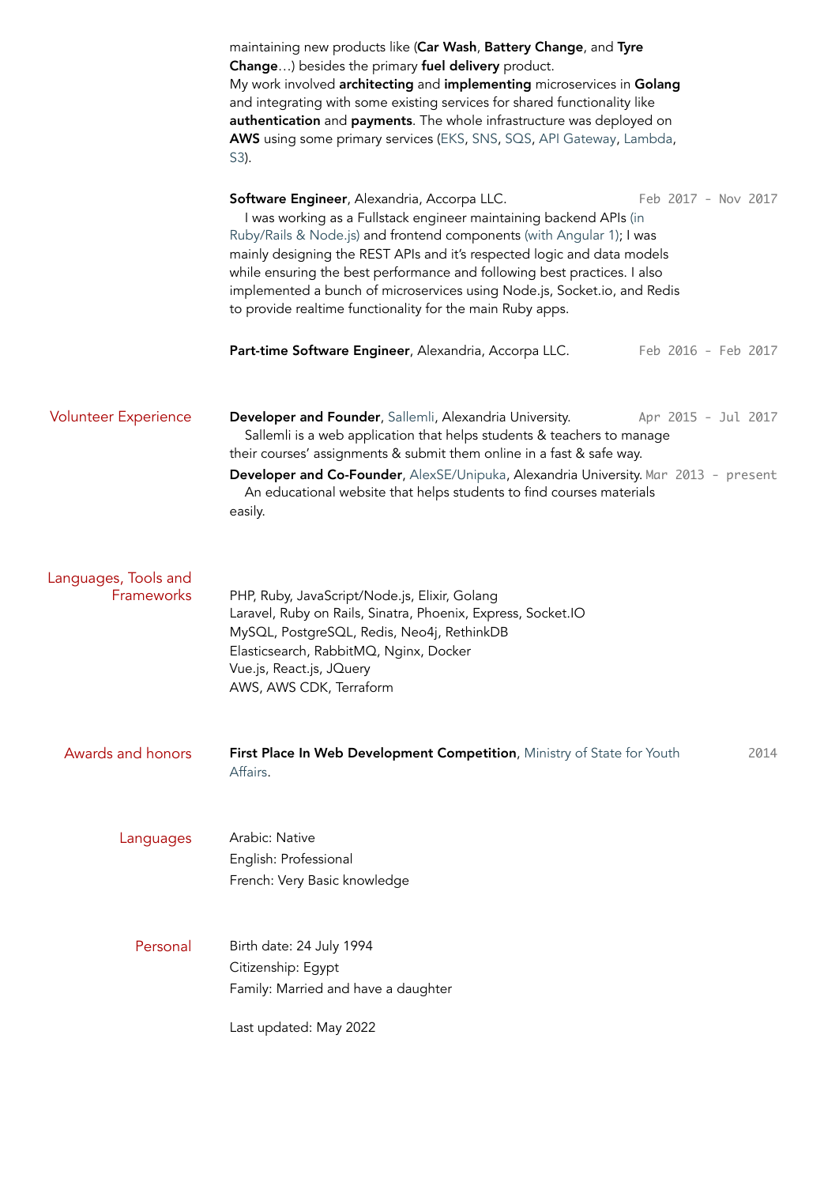maintaining new products like (**Car Wash**, **Battery Change**, and **Tyre Change**…) besides the primary **fuel delivery** product.
My work involved **architecting** and **implementing** microservices in **Golang** and integrating with some existing services for shared functionality like **authentication** and **payments**. The whole infrastructure was deployed on **AWS** using some primary services (EKS, SNS, SQS, API Gateway, Lambda, S3).

**Software Engineer**, Alexandria, Accorpa LLC. Feb 2017 - Nov 2017

I was working as a Fullstack engineer maintaining backend APIs (in Ruby/Rails & Node.js) and frontend components (with Angular 1); I was mainly designing the REST APIs and it's respected logic and data models while ensuring the best performance and following best practices. I also implemented a bunch of microservices using Node.js, Socket.io, and Redis to provide realtime functionality for the main Ruby apps.

**Part-time Software Engineer**, Alexandria, Accorpa LLC. Feb 2016 - Feb 2017

## Volunteer Experience

**Developer and Founder**, Sallemli, Alexandria University. Apr 2015 - Jul 2017

Sallemli is a web application that helps students & teachers to manage their courses' assignments & submit them online in a fast & safe way.

**Developer and Co-Founder**, AlexSE/Unipuka, Alexandria University. Mar 2013 - present

An educational website that helps students to find courses materials easily.

## Languages, Tools and Frameworks

PHP, Ruby, JavaScript/Node.js, Elixir, Golang
Laravel, Ruby on Rails, Sinatra, Phoenix, Express, Socket.IO
MySQL, PostgreSQL, Redis, Neo4j, RethinkDB
Elasticsearch, RabbitMQ, Nginx, Docker
Vue.js, React.js, JQuery
AWS, AWS CDK, Terraform

## Awards and honors

**First Place In Web Development Competition**, Ministry of State for Youth Affairs. 2014

## Languages

Arabic: Native
English: Professional
French: Very Basic knowledge

## Personal

Birth date: 24 July 1994
Citizenship: Egypt
Family: Married and have a daughter

Last updated: May 2022